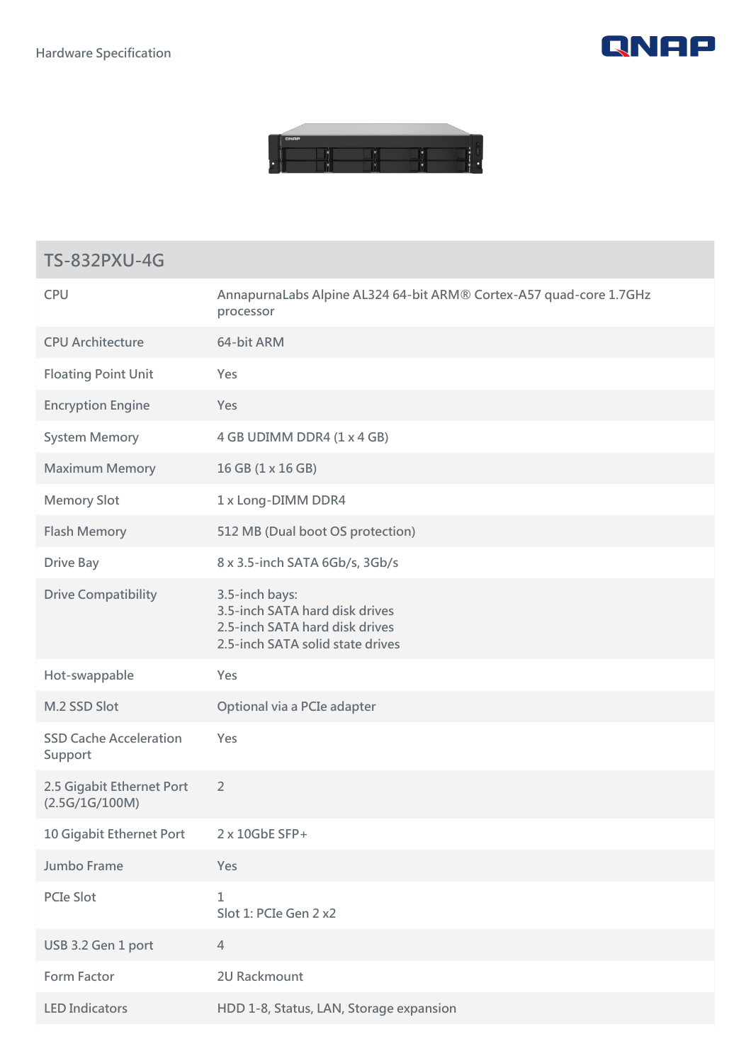Hardware Specification

QNAP

| TS-832PXU-4G | |
|---|---|
| CPU | AnnapurnaLabs Alpine AL324 64-bit ARM® Cortex-A57 quad-core 1.7GHz processor |
| CPU Architecture | 64-bit ARM |
| Floating Point Unit | Yes |
| Encryption Engine | Yes |
| System Memory | 4 GB UDIMM DDR4 (1 x 4 GB) |
| Maximum Memory | 16 GB (1 x 16 GB) |
| Memory Slot | 1 x Long-DIMM DDR4 |
| Flash Memory | 512 MB (Dual boot OS protection) |
| Drive Bay | 8 x 3.5-inch SATA 6Gb/s, 3Gb/s |
| Drive Compatibility | 3.5-inch bays:<br>3.5-inch SATA hard disk drives<br>2.5-inch SATA hard disk drives<br>2.5-inch SATA solid state drives |
| Hot-swappable | Yes |
| M.2 SSD Slot | Optional via a PCIe adapter |
| SSD Cache Acceleration Support | Yes |
| 2.5 Gigabit Ethernet Port (2.5G/1G/100M) | 2 |
| 10 Gigabit Ethernet Port | 2 x 10GbE SFP+ |
| Jumbo Frame | Yes |
| PCIe Slot | 1<br>Slot 1: PCIe Gen 2 x2 |
| USB 3.2 Gen 1 port | 4 |
| Form Factor | 2U Rackmount |
| LED Indicators | HDD 1-8, Status, LAN, Storage expansion |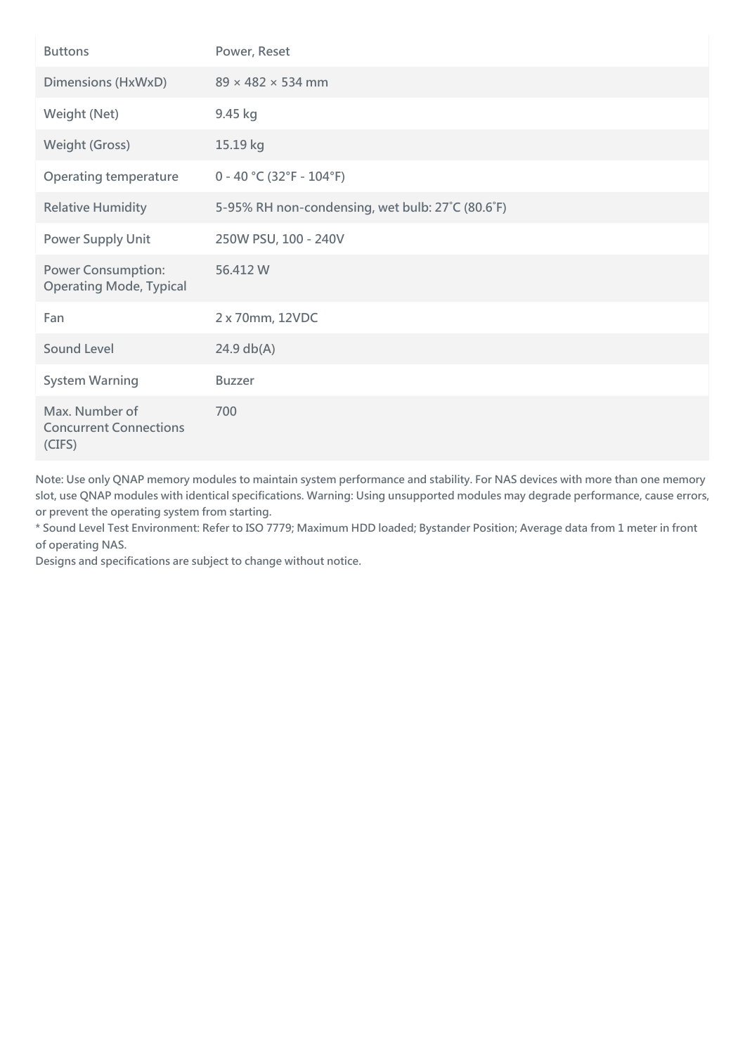| | |
|---|---|
| Buttons | Power, Reset |
| Dimensions (HxWxD) | 89 × 482 × 534 mm |
| Weight (Net) | 9.45 kg |
| Weight (Gross) | 15.19 kg |
| Operating temperature | 0 - 40 °C (32°F - 104°F) |
| Relative Humidity | 5-95% RH non-condensing, wet bulb: 27˚C (80.6˚F) |
| Power Supply Unit | 250W PSU, 100 - 240V |
| Power Consumption: Operating Mode, Typical | 56.412 W |
| Fan | 2 x 70mm, 12VDC |
| Sound Level | 24.9 db(A) |
| System Warning | Buzzer |
| Max. Number of Concurrent Connections (CIFS) | 700 |

Note: Use only QNAP memory modules to maintain system performance and stability. For NAS devices with more than one memory slot, use QNAP modules with identical specifications. Warning: Using unsupported modules may degrade performance, cause errors, or prevent the operating system from starting.
* Sound Level Test Environment: Refer to ISO 7779; Maximum HDD loaded; Bystander Position; Average data from 1 meter in front of operating NAS.
Designs and specifications are subject to change without notice.